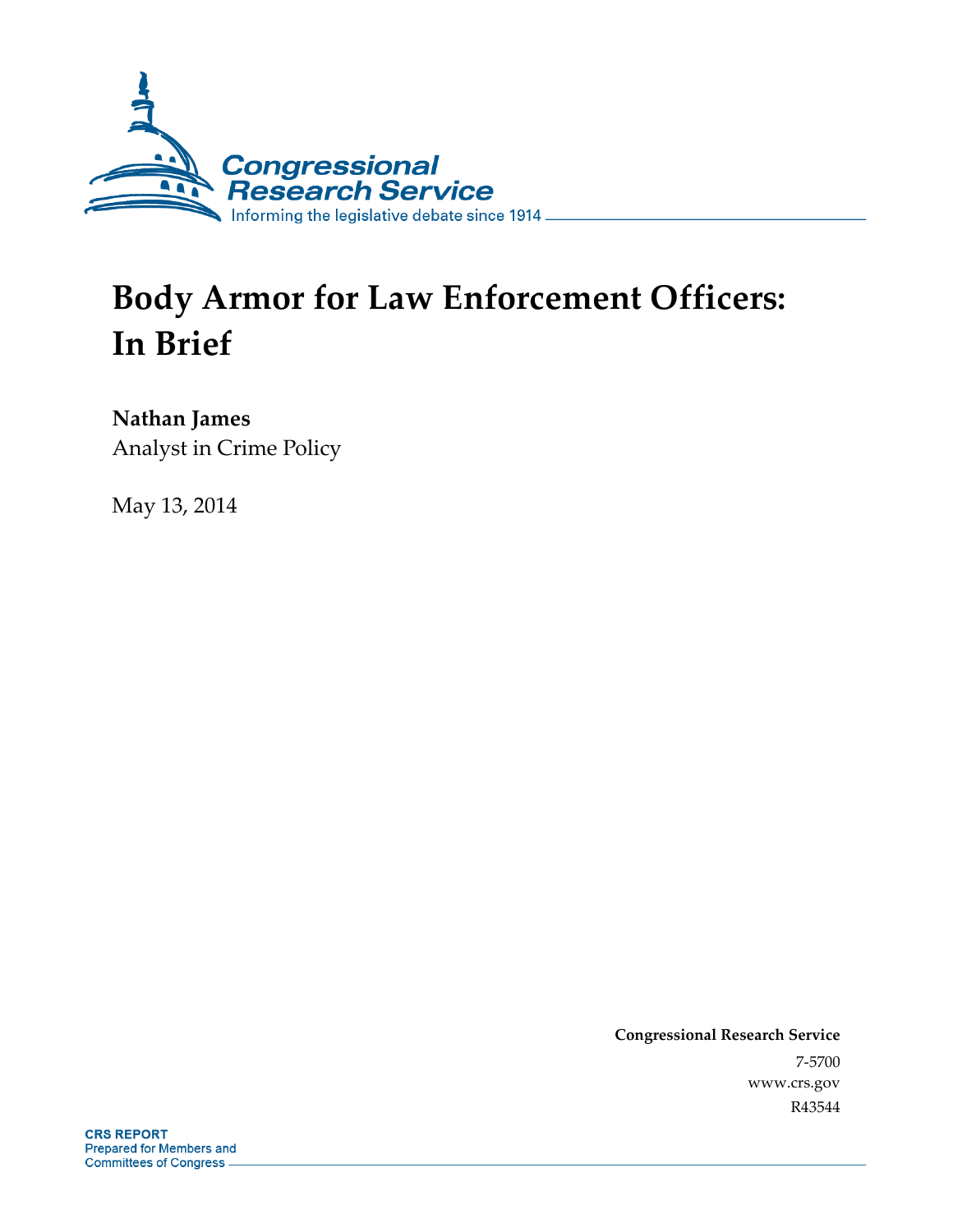Congressional Research Service

Informing the legislative debate since 1914

# Body Armor for Law Enforcement Officers: In Brief

**Nathan James**
Analyst in Crime Policy

May 13, 2014

**Congressional Research Service**
7-5700
www.crs.gov
R43544

**CRS REPORT**
Prepared for Members and
Committees of Congress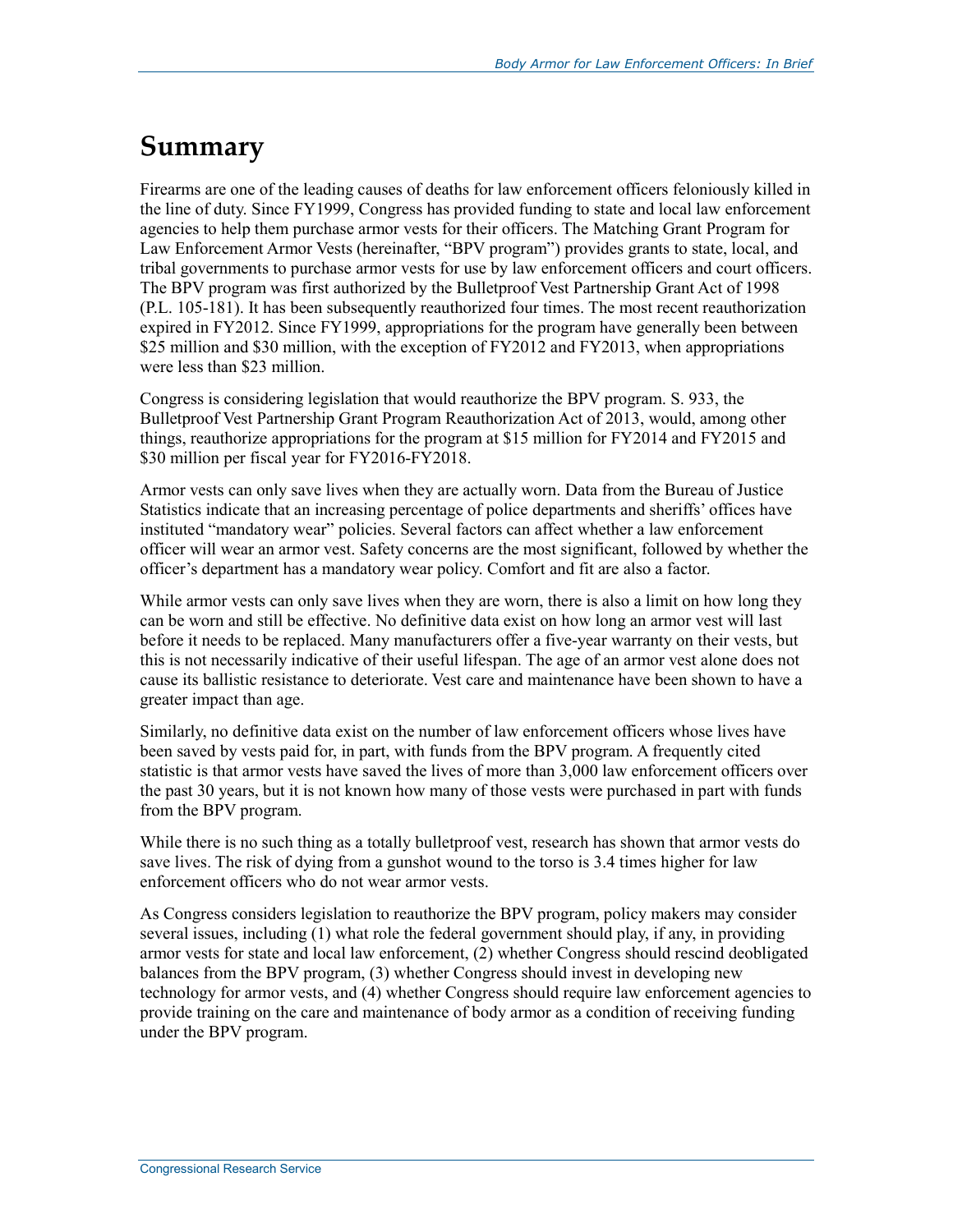# Summary

Firearms are one of the leading causes of deaths for law enforcement officers feloniously killed in the line of duty. Since FY1999, Congress has provided funding to state and local law enforcement agencies to help them purchase armor vests for their officers. The Matching Grant Program for Law Enforcement Armor Vests (hereinafter, "BPV program") provides grants to state, local, and tribal governments to purchase armor vests for use by law enforcement officers and court officers. The BPV program was first authorized by the Bulletproof Vest Partnership Grant Act of 1998 (P.L. 105-181). It has been subsequently reauthorized four times. The most recent reauthorization expired in FY2012. Since FY1999, appropriations for the program have generally been between $25 million and $30 million, with the exception of FY2012 and FY2013, when appropriations were less than $23 million.

Congress is considering legislation that would reauthorize the BPV program. S. 933, the Bulletproof Vest Partnership Grant Program Reauthorization Act of 2013, would, among other things, reauthorize appropriations for the program at $15 million for FY2014 and FY2015 and $30 million per fiscal year for FY2016-FY2018.

Armor vests can only save lives when they are actually worn. Data from the Bureau of Justice Statistics indicate that an increasing percentage of police departments and sheriffs' offices have instituted "mandatory wear" policies. Several factors can affect whether a law enforcement officer will wear an armor vest. Safety concerns are the most significant, followed by whether the officer's department has a mandatory wear policy. Comfort and fit are also a factor.

While armor vests can only save lives when they are worn, there is also a limit on how long they can be worn and still be effective. No definitive data exist on how long an armor vest will last before it needs to be replaced. Many manufacturers offer a five-year warranty on their vests, but this is not necessarily indicative of their useful lifespan. The age of an armor vest alone does not cause its ballistic resistance to deteriorate. Vest care and maintenance have been shown to have a greater impact than age.

Similarly, no definitive data exist on the number of law enforcement officers whose lives have been saved by vests paid for, in part, with funds from the BPV program. A frequently cited statistic is that armor vests have saved the lives of more than 3,000 law enforcement officers over the past 30 years, but it is not known how many of those vests were purchased in part with funds from the BPV program.

While there is no such thing as a totally bulletproof vest, research has shown that armor vests do save lives. The risk of dying from a gunshot wound to the torso is 3.4 times higher for law enforcement officers who do not wear armor vests.

As Congress considers legislation to reauthorize the BPV program, policy makers may consider several issues, including (1) what role the federal government should play, if any, in providing armor vests for state and local law enforcement, (2) whether Congress should rescind deobligated balances from the BPV program, (3) whether Congress should invest in developing new technology for armor vests, and (4) whether Congress should require law enforcement agencies to provide training on the care and maintenance of body armor as a condition of receiving funding under the BPV program.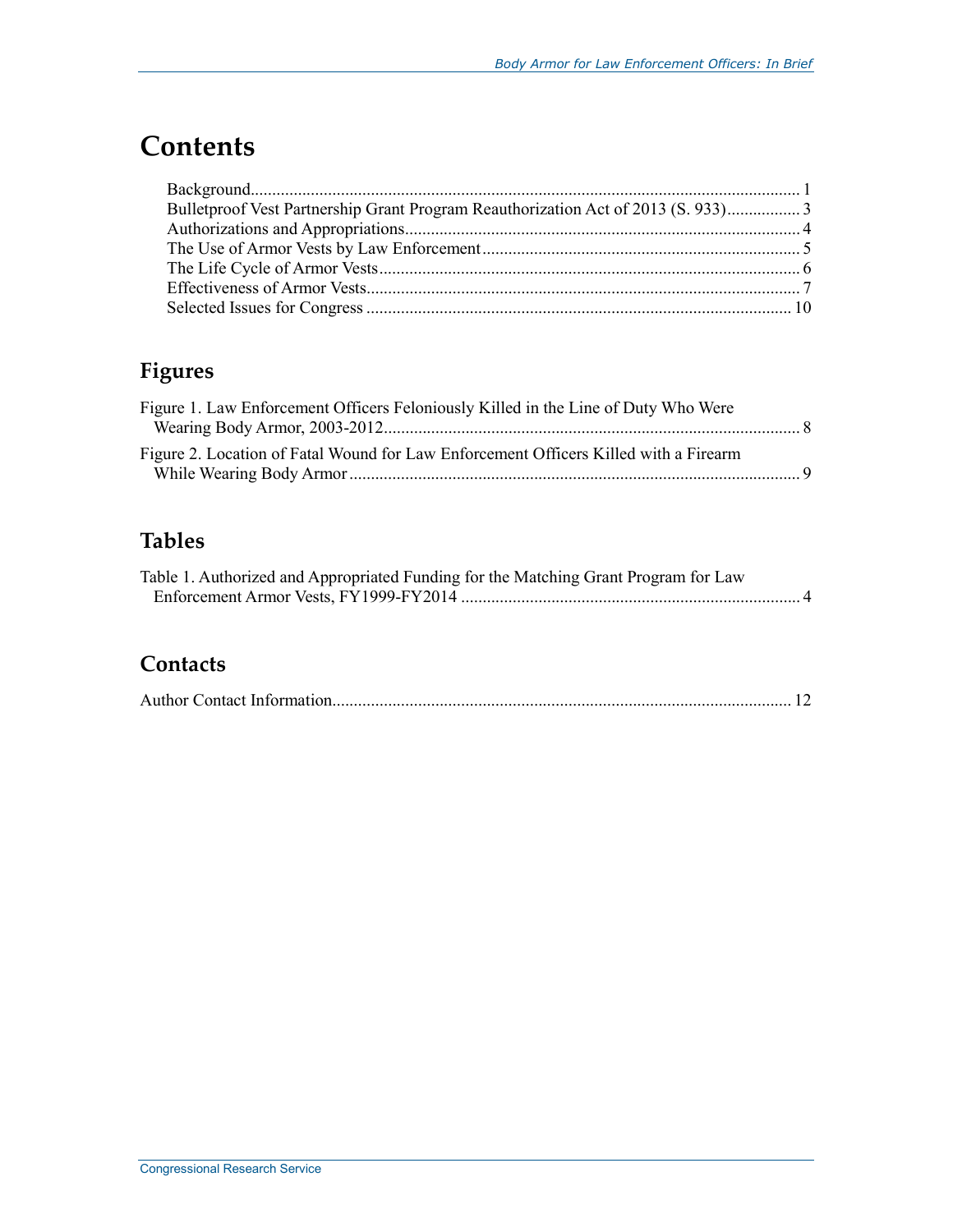# Contents

Background..................................................................................................................... 1

Bulletproof Vest Partnership Grant Program Reauthorization Act of 2013 (S. 933)................. 3

Authorizations and Appropriations......................................................................................... 4

The Use of Armor Vests by Law Enforcement....................................................................... 5

The Life Cycle of Armor Vests............................................................................................... 6

Effectiveness of Armor Vests.................................................................................................. 7

Selected Issues for Congress ................................................................................................ 10

## Figures

Figure 1. Law Enforcement Officers Feloniously Killed in the Line of Duty Who Were Wearing Body Armor, 2003-2012................................................................................................ 8

Figure 2. Location of Fatal Wound for Law Enforcement Officers Killed with a Firearm While Wearing Body Armor ........................................................................................................ 9

## Tables

Table 1. Authorized and Appropriated Funding for the Matching Grant Program for Law Enforcement Armor Vests, FY1999-FY2014 .............................................................................. 4

## Contacts

Author Contact Information......................................................................................................... 12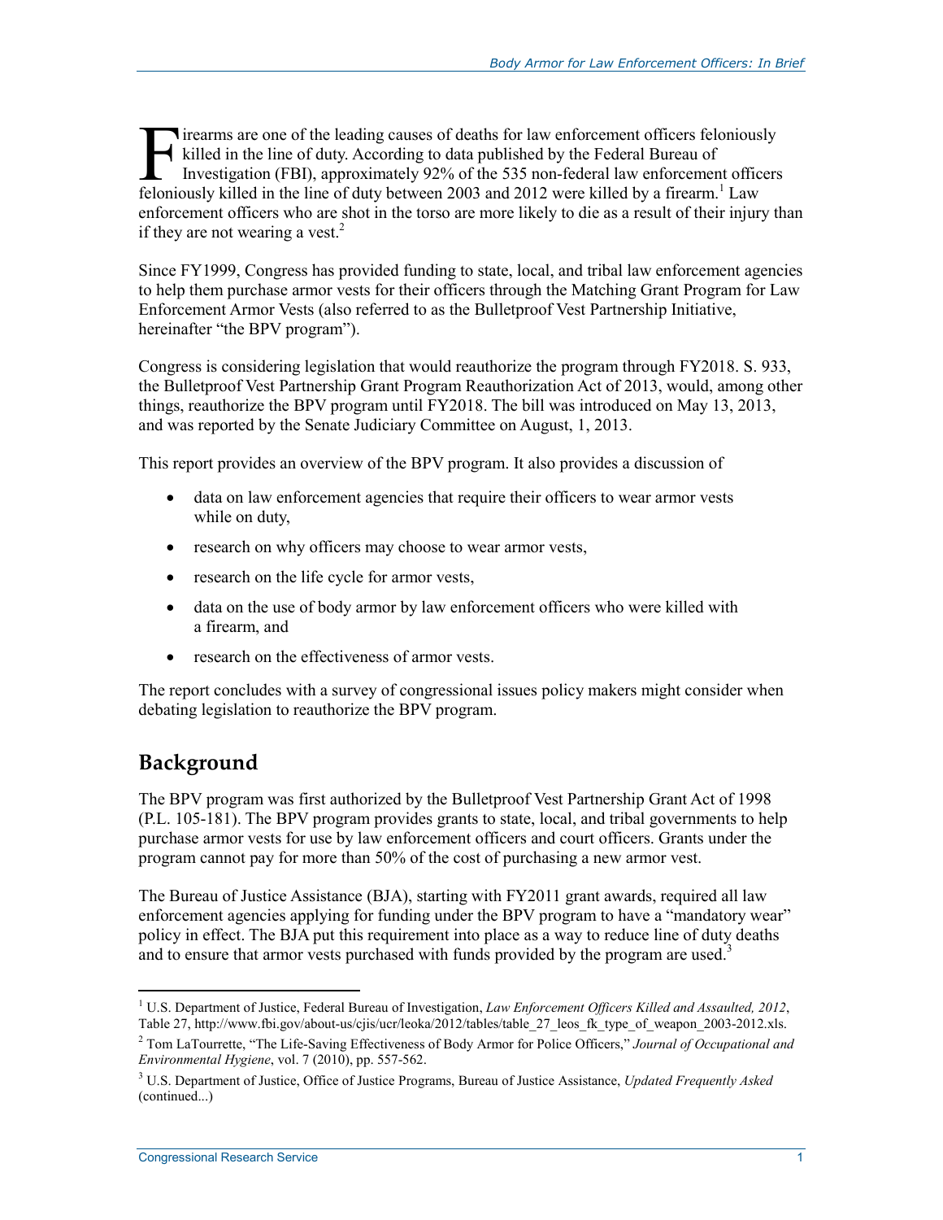Firearms are one of the leading causes of deaths for law enforcement officers feloniously killed in the line of duty. According to data published by the Federal Bureau of Investigation (FBI), approximately 92% of the 535 non-federal law enforcement officers feloniously killed in the line of duty between 2003 and 2012 were killed by a firearm.[1] Law enforcement officers who are shot in the torso are more likely to die as a result of their injury than if they are not wearing a vest.[2]

Since FY1999, Congress has provided funding to state, local, and tribal law enforcement agencies to help them purchase armor vests for their officers through the Matching Grant Program for Law Enforcement Armor Vests (also referred to as the Bulletproof Vest Partnership Initiative, hereinafter "the BPV program").

Congress is considering legislation that would reauthorize the program through FY2018. S. 933, the Bulletproof Vest Partnership Grant Program Reauthorization Act of 2013, would, among other things, reauthorize the BPV program until FY2018. The bill was introduced on May 13, 2013, and was reported by the Senate Judiciary Committee on August, 1, 2013.

This report provides an overview of the BPV program. It also provides a discussion of

- data on law enforcement agencies that require their officers to wear armor vests while on duty,
- research on why officers may choose to wear armor vests,
- research on the life cycle for armor vests,
- data on the use of body armor by law enforcement officers who were killed with a firearm, and
- research on the effectiveness of armor vests.

The report concludes with a survey of congressional issues policy makers might consider when debating legislation to reauthorize the BPV program.

## Background

The BPV program was first authorized by the Bulletproof Vest Partnership Grant Act of 1998 (P.L. 105-181). The BPV program provides grants to state, local, and tribal governments to help purchase armor vests for use by law enforcement officers and court officers. Grants under the program cannot pay for more than 50% of the cost of purchasing a new armor vest.

The Bureau of Justice Assistance (BJA), starting with FY2011 grant awards, required all law enforcement agencies applying for funding under the BPV program to have a "mandatory wear" policy in effect. The BJA put this requirement into place as a way to reduce line of duty deaths and to ensure that armor vests purchased with funds provided by the program are used.[3]

---

[1] U.S. Department of Justice, Federal Bureau of Investigation, *Law Enforcement Officers Killed and Assaulted, 2012*, Table 27, http://www.fbi.gov/about-us/cjis/ucr/leoka/2012/tables/table_27_leos_fk_type_of_weapon_2003-2012.xls.

[2] Tom LaTourrette, "The Life-Saving Effectiveness of Body Armor for Police Officers," *Journal of Occupational and Environmental Hygiene*, vol. 7 (2010), pp. 557-562.

[3] U.S. Department of Justice, Office of Justice Programs, Bureau of Justice Assistance, *Updated Frequently Asked* (continued...)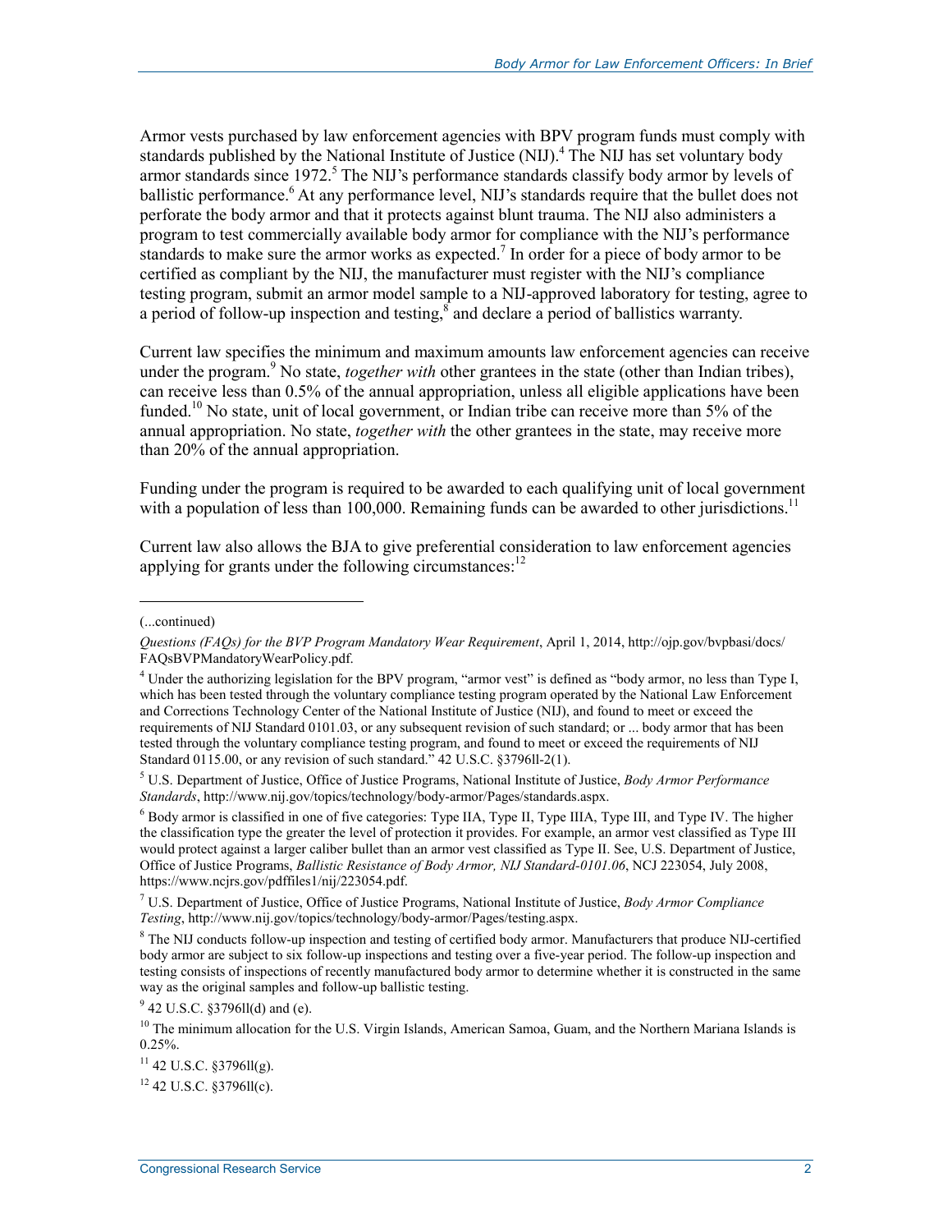Armor vests purchased by law enforcement agencies with BPV program funds must comply with standards published by the National Institute of Justice (NIJ).[4] The NIJ has set voluntary body armor standards since 1972.[5] The NIJ's performance standards classify body armor by levels of ballistic performance.[6] At any performance level, NIJ's standards require that the bullet does not perforate the body armor and that it protects against blunt trauma. The NIJ also administers a program to test commercially available body armor for compliance with the NIJ's performance standards to make sure the armor works as expected.[7] In order for a piece of body armor to be certified as compliant by the NIJ, the manufacturer must register with the NIJ's compliance testing program, submit an armor model sample to a NIJ-approved laboratory for testing, agree to a period of follow-up inspection and testing,[8] and declare a period of ballistics warranty.

Current law specifies the minimum and maximum amounts law enforcement agencies can receive under the program.[9] No state, *together with* other grantees in the state (other than Indian tribes), can receive less than 0.5% of the annual appropriation, unless all eligible applications have been funded.[10] No state, unit of local government, or Indian tribe can receive more than 5% of the annual appropriation. No state, *together with* the other grantees in the state, may receive more than 20% of the annual appropriation.

Funding under the program is required to be awarded to each qualifying unit of local government with a population of less than 100,000. Remaining funds can be awarded to other jurisdictions.[11]

Current law also allows the BJA to give preferential consideration to law enforcement agencies applying for grants under the following circumstances:[12]

---

(...continued)

*Questions (FAQs) for the BVP Program Mandatory Wear Requirement*, April 1, 2014, http://ojp.gov/bvpbasi/docs/FAQsBVPMandatoryWearPolicy.pdf.

[4] Under the authorizing legislation for the BPV program, "armor vest" is defined as "body armor, no less than Type I, which has been tested through the voluntary compliance testing program operated by the National Law Enforcement and Corrections Technology Center of the National Institute of Justice (NIJ), and found to meet or exceed the requirements of NIJ Standard 0101.03, or any subsequent revision of such standard; or ... body armor that has been tested through the voluntary compliance testing program, and found to meet or exceed the requirements of NIJ Standard 0115.00, or any revision of such standard." 42 U.S.C. §3796ll-2(1).

[5] U.S. Department of Justice, Office of Justice Programs, National Institute of Justice, *Body Armor Performance Standards*, http://www.nij.gov/topics/technology/body-armor/Pages/standards.aspx.

[6] Body armor is classified in one of five categories: Type IIA, Type II, Type IIIA, Type III, and Type IV. The higher the classification type the greater the level of protection it provides. For example, an armor vest classified as Type III would protect against a larger caliber bullet than an armor vest classified as Type II. See, U.S. Department of Justice, Office of Justice Programs, *Ballistic Resistance of Body Armor, NIJ Standard-0101.06*, NCJ 223054, July 2008, https://www.ncjrs.gov/pdffiles1/nij/223054.pdf.

[7] U.S. Department of Justice, Office of Justice Programs, National Institute of Justice, *Body Armor Compliance Testing*, http://www.nij.gov/topics/technology/body-armor/Pages/testing.aspx.

[8] The NIJ conducts follow-up inspection and testing of certified body armor. Manufacturers that produce NIJ-certified body armor are subject to six follow-up inspections and testing over a five-year period. The follow-up inspection and testing consists of inspections of recently manufactured body armor to determine whether it is constructed in the same way as the original samples and follow-up ballistic testing.

[9] 42 U.S.C. §3796ll(d) and (e).

[10] The minimum allocation for the U.S. Virgin Islands, American Samoa, Guam, and the Northern Mariana Islands is 0.25%.

[11] 42 U.S.C. §3796ll(g).

[12] 42 U.S.C. §3796ll(c).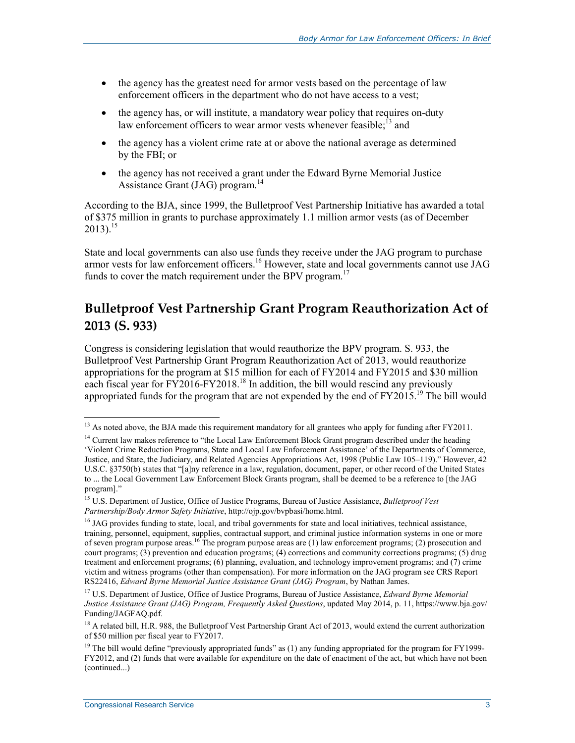- the agency has the greatest need for armor vests based on the percentage of law enforcement officers in the department who do not have access to a vest;
- the agency has, or will institute, a mandatory wear policy that requires on-duty law enforcement officers to wear armor vests whenever feasible;[13] and
- the agency has a violent crime rate at or above the national average as determined by the FBI; or
- the agency has not received a grant under the Edward Byrne Memorial Justice Assistance Grant (JAG) program.[14]

According to the BJA, since 1999, the Bulletproof Vest Partnership Initiative has awarded a total of $375 million in grants to purchase approximately 1.1 million armor vests (as of December 2013).[15]

State and local governments can also use funds they receive under the JAG program to purchase armor vests for law enforcement officers.[16] However, state and local governments cannot use JAG funds to cover the match requirement under the BPV program.[17]

## Bulletproof Vest Partnership Grant Program Reauthorization Act of 2013 (S. 933)

Congress is considering legislation that would reauthorize the BPV program. S. 933, the Bulletproof Vest Partnership Grant Program Reauthorization Act of 2013, would reauthorize appropriations for the program at $15 million for each of FY2014 and FY2015 and $30 million each fiscal year for FY2016-FY2018.[18] In addition, the bill would rescind any previously appropriated funds for the program that are not expended by the end of FY2015.[19] The bill would

---

[13] As noted above, the BJA made this requirement mandatory for all grantees who apply for funding after FY2011.

[14] Current law makes reference to "the Local Law Enforcement Block Grant program described under the heading 'Violent Crime Reduction Programs, State and Local Law Enforcement Assistance' of the Departments of Commerce, Justice, and State, the Judiciary, and Related Agencies Appropriations Act, 1998 (Public Law 105–119)." However, 42 U.S.C. §3750(b) states that "[a]ny reference in a law, regulation, document, paper, or other record of the United States to ... the Local Government Law Enforcement Block Grants program, shall be deemed to be a reference to [the JAG program]."

[15] U.S. Department of Justice, Office of Justice Programs, Bureau of Justice Assistance, *Bulletproof Vest Partnership/Body Armor Safety Initiative*, http://ojp.gov/bvpbasi/home.html.

[16] JAG provides funding to state, local, and tribal governments for state and local initiatives, technical assistance, training, personnel, equipment, supplies, contractual support, and criminal justice information systems in one or more of seven program purpose areas.[16] The program purpose areas are (1) law enforcement programs; (2) prosecution and court programs; (3) prevention and education programs; (4) corrections and community corrections programs; (5) drug treatment and enforcement programs; (6) planning, evaluation, and technology improvement programs; and (7) crime victim and witness programs (other than compensation). For more information on the JAG program see CRS Report RS22416, *Edward Byrne Memorial Justice Assistance Grant (JAG) Program*, by Nathan James.

[17] U.S. Department of Justice, Office of Justice Programs, Bureau of Justice Assistance, *Edward Byrne Memorial Justice Assistance Grant (JAG) Program, Frequently Asked Questions*, updated May 2014, p. 11, https://www.bja.gov/Funding/JAGFAQ.pdf.

[18] A related bill, H.R. 988, the Bulletproof Vest Partnership Grant Act of 2013, would extend the current authorization of $50 million per fiscal year to FY2017.

[19] The bill would define "previously appropriated funds" as (1) any funding appropriated for the program for FY1999-FY2012, and (2) funds that were available for expenditure on the date of enactment of the act, but which have not been (continued...)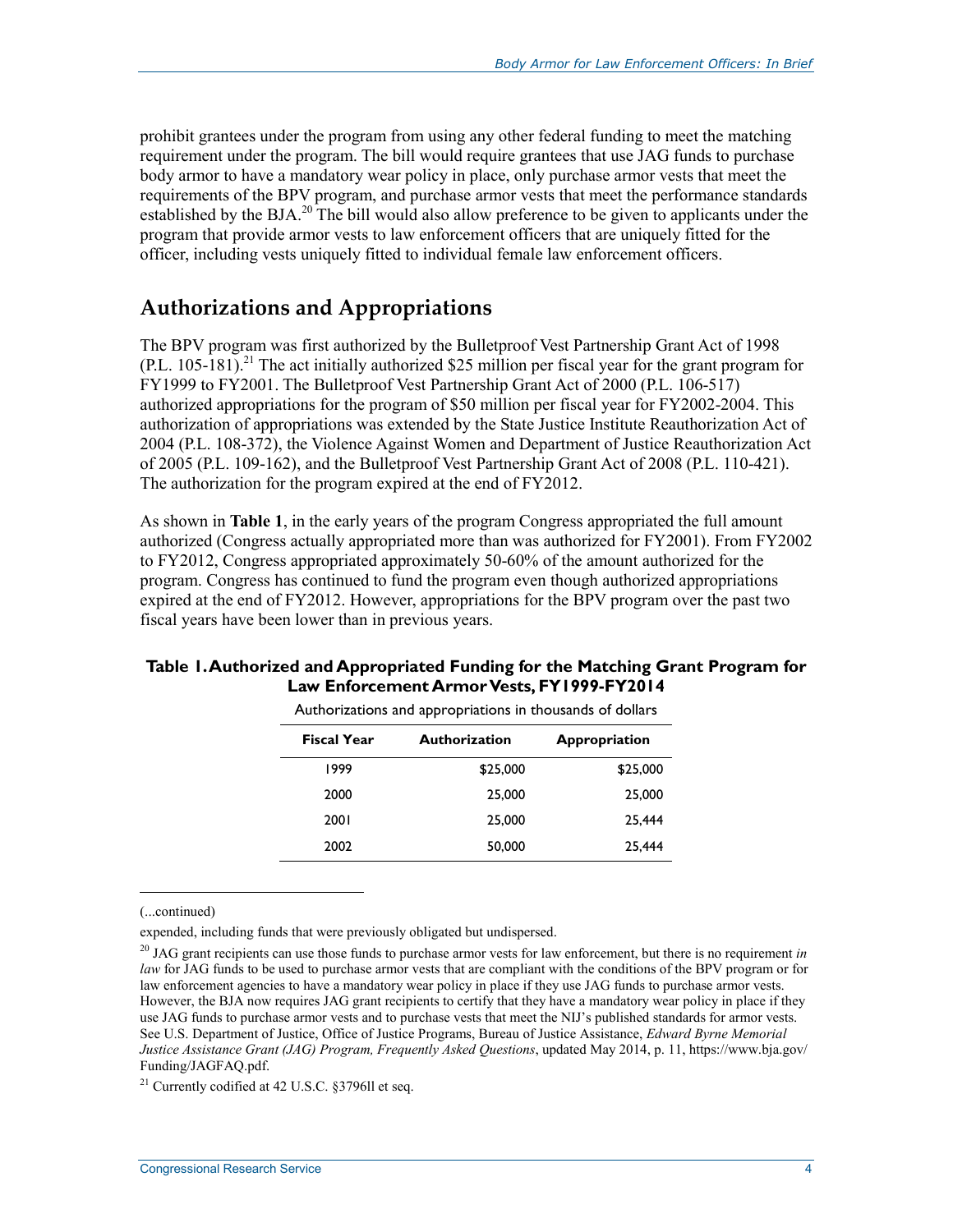prohibit grantees under the program from using any other federal funding to meet the matching requirement under the program. The bill would require grantees that use JAG funds to purchase body armor to have a mandatory wear policy in place, only purchase armor vests that meet the requirements of the BPV program, and purchase armor vests that meet the performance standards established by the BJA.[20] The bill would also allow preference to be given to applicants under the program that provide armor vests to law enforcement officers that are uniquely fitted for the officer, including vests uniquely fitted to individual female law enforcement officers.

## Authorizations and Appropriations

The BPV program was first authorized by the Bulletproof Vest Partnership Grant Act of 1998 (P.L. 105-181).[21] The act initially authorized $25 million per fiscal year for the grant program for FY1999 to FY2001. The Bulletproof Vest Partnership Grant Act of 2000 (P.L. 106-517) authorized appropriations for the program of $50 million per fiscal year for FY2002-2004. This authorization of appropriations was extended by the State Justice Institute Reauthorization Act of 2004 (P.L. 108-372), the Violence Against Women and Department of Justice Reauthorization Act of 2005 (P.L. 109-162), and the Bulletproof Vest Partnership Grant Act of 2008 (P.L. 110-421). The authorization for the program expired at the end of FY2012.

As shown in **Table 1**, in the early years of the program Congress appropriated the full amount authorized (Congress actually appropriated more than was authorized for FY2001). From FY2002 to FY2012, Congress appropriated approximately 50-60% of the amount authorized for the program. Congress has continued to fund the program even though authorized appropriations expired at the end of FY2012. However, appropriations for the BPV program over the past two fiscal years have been lower than in previous years.

**Table 1. Authorized and Appropriated Funding for the Matching Grant Program for Law Enforcement Armor Vests, FY1999-FY2014**

Authorizations and appropriations in thousands of dollars

| Fiscal Year | Authorization | Appropriation |
|---|---|---|
| 1999 | $25,000 | $25,000 |
| 2000 | 25,000 | 25,000 |
| 2001 | 25,000 | 25,444 |
| 2002 | 50,000 | 25,444 |

(...continued)

expended, including funds that were previously obligated but undispersed.

[20] JAG grant recipients can use those funds to purchase armor vests for law enforcement, but there is no requirement *in law* for JAG funds to be used to purchase armor vests that are compliant with the conditions of the BPV program or for law enforcement agencies to have a mandatory wear policy in place if they use JAG funds to purchase armor vests. However, the BJA now requires JAG grant recipients to certify that they have a mandatory wear policy in place if they use JAG funds to purchase armor vests and to purchase vests that meet the NIJ's published standards for armor vests. See U.S. Department of Justice, Office of Justice Programs, Bureau of Justice Assistance, *Edward Byrne Memorial Justice Assistance Grant (JAG) Program, Frequently Asked Questions*, updated May 2014, p. 11, https://www.bja.gov/Funding/JAGFAQ.pdf.

[21] Currently codified at 42 U.S.C. §3796ll et seq.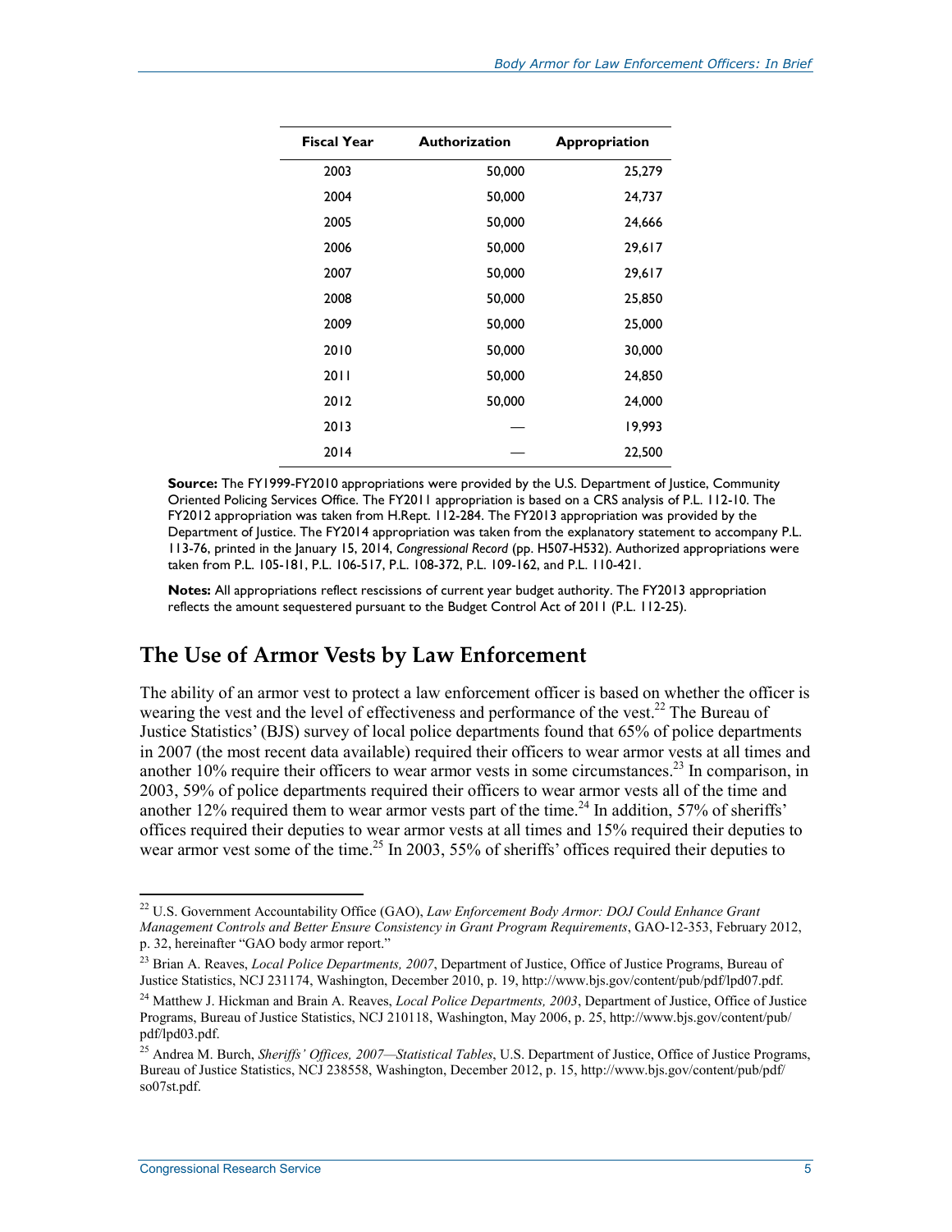| Fiscal Year | Authorization | Appropriation |
| --- | --- | --- |
| 2003 | 50,000 | 25,279 |
| 2004 | 50,000 | 24,737 |
| 2005 | 50,000 | 24,666 |
| 2006 | 50,000 | 29,617 |
| 2007 | 50,000 | 29,617 |
| 2008 | 50,000 | 25,850 |
| 2009 | 50,000 | 25,000 |
| 2010 | 50,000 | 30,000 |
| 2011 | 50,000 | 24,850 |
| 2012 | 50,000 | 24,000 |
| 2013 | — | 19,993 |
| 2014 | — | 22,500 |

**Source:** The FY1999-FY2010 appropriations were provided by the U.S. Department of Justice, Community Oriented Policing Services Office. The FY2011 appropriation is based on a CRS analysis of P.L. 112-10. The FY2012 appropriation was taken from H.Rept. 112-284. The FY2013 appropriation was provided by the Department of Justice. The FY2014 appropriation was taken from the explanatory statement to accompany P.L. 113-76, printed in the January 15, 2014, *Congressional Record* (pp. H507-H532). Authorized appropriations were taken from P.L. 105-181, P.L. 106-517, P.L. 108-372, P.L. 109-162, and P.L. 110-421.

**Notes:** All appropriations reflect rescissions of current year budget authority. The FY2013 appropriation reflects the amount sequestered pursuant to the Budget Control Act of 2011 (P.L. 112-25).

## The Use of Armor Vests by Law Enforcement

The ability of an armor vest to protect a law enforcement officer is based on whether the officer is wearing the vest and the level of effectiveness and performance of the vest.[22] The Bureau of Justice Statistics' (BJS) survey of local police departments found that 65% of police departments in 2007 (the most recent data available) required their officers to wear armor vests at all times and another 10% require their officers to wear armor vests in some circumstances.[23] In comparison, in 2003, 59% of police departments required their officers to wear armor vests all of the time and another 12% required them to wear armor vests part of the time.[24] In addition, 57% of sheriffs' offices required their deputies to wear armor vests at all times and 15% required their deputies to wear armor vest some of the time.[25] In 2003, 55% of sheriffs' offices required their deputies to

[22] U.S. Government Accountability Office (GAO), *Law Enforcement Body Armor: DOJ Could Enhance Grant Management Controls and Better Ensure Consistency in Grant Program Requirements*, GAO-12-353, February 2012, p. 32, hereinafter "GAO body armor report."

[23] Brian A. Reaves, *Local Police Departments, 2007*, Department of Justice, Office of Justice Programs, Bureau of Justice Statistics, NCJ 231174, Washington, December 2010, p. 19, http://www.bjs.gov/content/pub/pdf/lpd07.pdf.

[24] Matthew J. Hickman and Brain A. Reaves, *Local Police Departments, 2003*, Department of Justice, Office of Justice Programs, Bureau of Justice Statistics, NCJ 210118, Washington, May 2006, p. 25, http://www.bjs.gov/content/pub/pdf/lpd03.pdf.

[25] Andrea M. Burch, *Sheriffs' Offices, 2007—Statistical Tables*, U.S. Department of Justice, Office of Justice Programs, Bureau of Justice Statistics, NCJ 238558, Washington, December 2012, p. 15, http://www.bjs.gov/content/pub/pdf/so07st.pdf.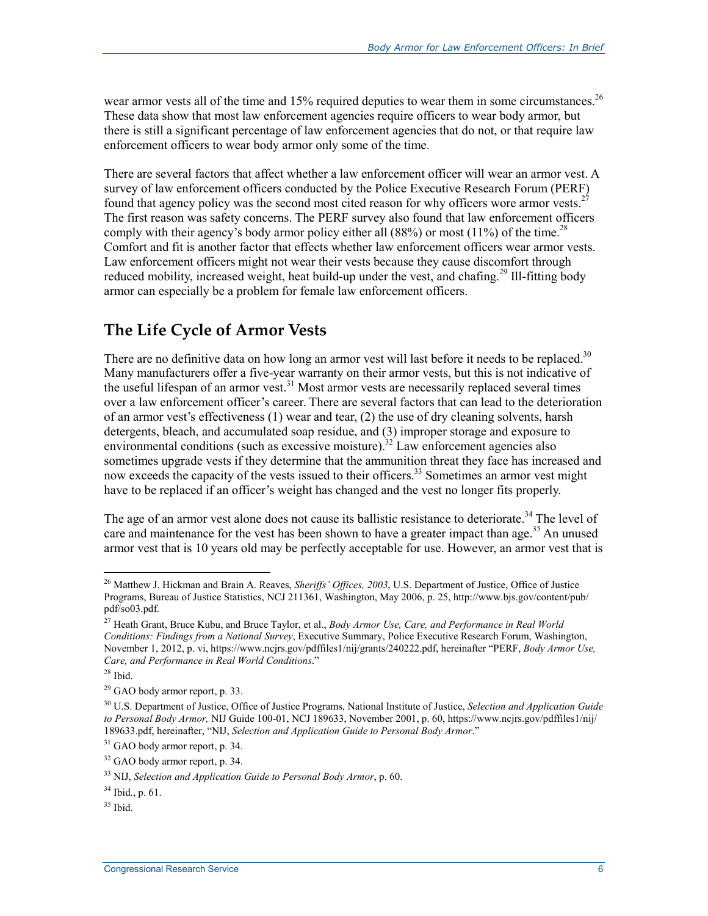wear armor vests all of the time and 15% required deputies to wear them in some circumstances.[26] These data show that most law enforcement agencies require officers to wear body armor, but there is still a significant percentage of law enforcement agencies that do not, or that require law enforcement officers to wear body armor only some of the time.

There are several factors that affect whether a law enforcement officer will wear an armor vest. A survey of law enforcement officers conducted by the Police Executive Research Forum (PERF) found that agency policy was the second most cited reason for why officers wore armor vests.[27] The first reason was safety concerns. The PERF survey also found that law enforcement officers comply with their agency's body armor policy either all (88%) or most (11%) of the time.[28] Comfort and fit is another factor that effects whether law enforcement officers wear armor vests. Law enforcement officers might not wear their vests because they cause discomfort through reduced mobility, increased weight, heat build-up under the vest, and chafing.[29] Ill-fitting body armor can especially be a problem for female law enforcement officers.

## The Life Cycle of Armor Vests

There are no definitive data on how long an armor vest will last before it needs to be replaced.[30] Many manufacturers offer a five-year warranty on their armor vests, but this is not indicative of the useful lifespan of an armor vest.[31] Most armor vests are necessarily replaced several times over a law enforcement officer's career. There are several factors that can lead to the deterioration of an armor vest's effectiveness (1) wear and tear, (2) the use of dry cleaning solvents, harsh detergents, bleach, and accumulated soap residue, and (3) improper storage and exposure to environmental conditions (such as excessive moisture).[32] Law enforcement agencies also sometimes upgrade vests if they determine that the ammunition threat they face has increased and now exceeds the capacity of the vests issued to their officers.[33] Sometimes an armor vest might have to be replaced if an officer's weight has changed and the vest no longer fits properly.

The age of an armor vest alone does not cause its ballistic resistance to deteriorate.[34] The level of care and maintenance for the vest has been shown to have a greater impact than age.[35] An unused armor vest that is 10 years old may be perfectly acceptable for use. However, an armor vest that is

---

[26] Matthew J. Hickman and Brain A. Reaves, *Sheriffs' Offices, 2003*, U.S. Department of Justice, Office of Justice Programs, Bureau of Justice Statistics, NCJ 211361, Washington, May 2006, p. 25, http://www.bjs.gov/content/pub/pdf/so03.pdf.

[27] Heath Grant, Bruce Kubu, and Bruce Taylor, et al., *Body Armor Use, Care, and Performance in Real World Conditions: Findings from a National Survey*, Executive Summary, Police Executive Research Forum, Washington, November 1, 2012, p. vi, https://www.ncjrs.gov/pdffiles1/nij/grants/240222.pdf, hereinafter "PERF, *Body Armor Use, Care, and Performance in Real World Conditions*."

[28] Ibid.

[29] GAO body armor report, p. 33.

[30] U.S. Department of Justice, Office of Justice Programs, National Institute of Justice, *Selection and Application Guide to Personal Body Armor,* NIJ Guide 100-01, NCJ 189633, November 2001, p. 60, https://www.ncjrs.gov/pdffiles1/nij/189633.pdf, hereinafter, "NIJ, *Selection and Application Guide to Personal Body Armor*."

[31] GAO body armor report, p. 34.

[32] GAO body armor report, p. 34.

[33] NIJ, *Selection and Application Guide to Personal Body Armor*, p. 60.

[34] Ibid., p. 61.

[35] Ibid.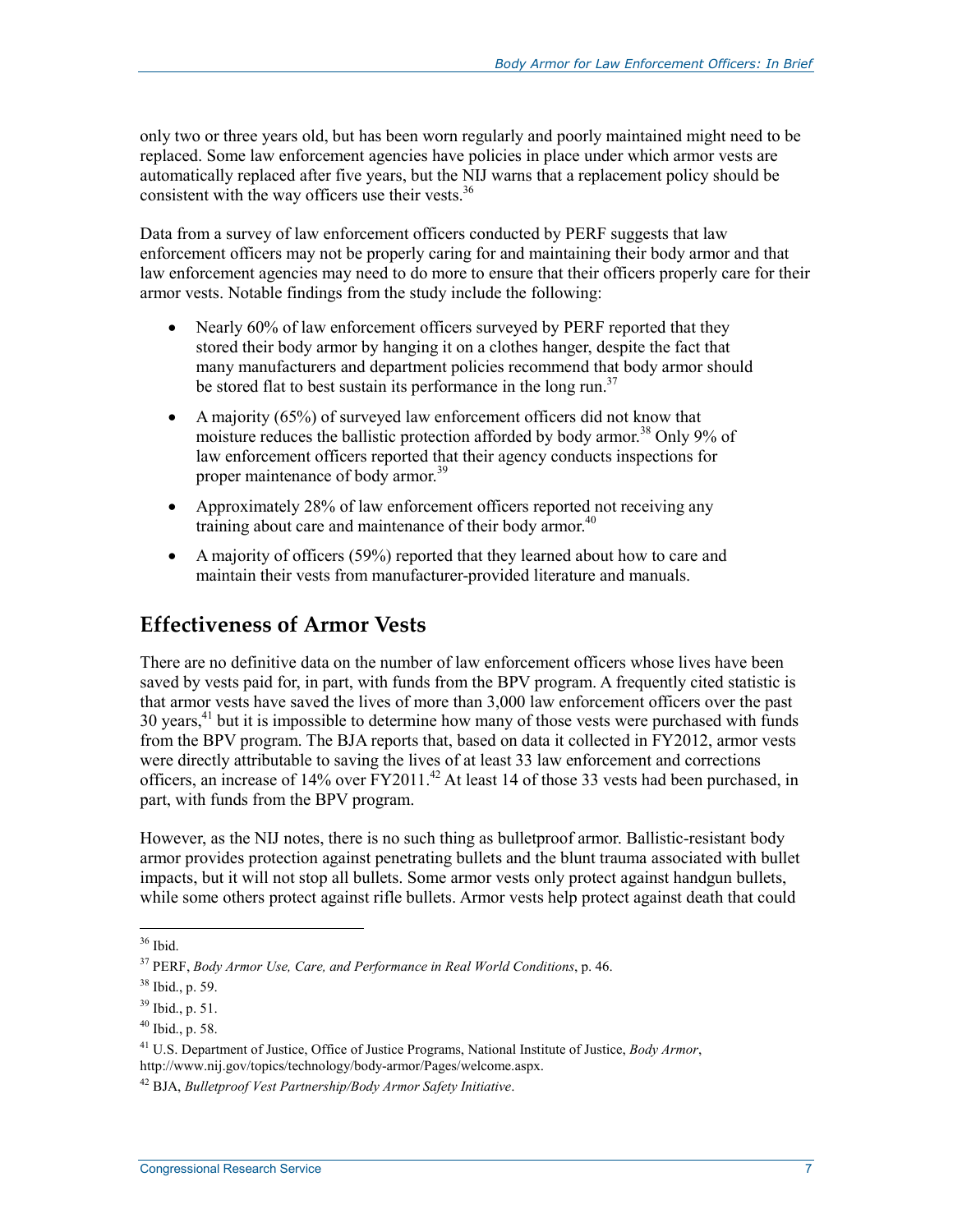only two or three years old, but has been worn regularly and poorly maintained might need to be replaced. Some law enforcement agencies have policies in place under which armor vests are automatically replaced after five years, but the NIJ warns that a replacement policy should be consistent with the way officers use their vests.[36]

Data from a survey of law enforcement officers conducted by PERF suggests that law enforcement officers may not be properly caring for and maintaining their body armor and that law enforcement agencies may need to do more to ensure that their officers properly care for their armor vests. Notable findings from the study include the following:

- Nearly 60% of law enforcement officers surveyed by PERF reported that they stored their body armor by hanging it on a clothes hanger, despite the fact that many manufacturers and department policies recommend that body armor should be stored flat to best sustain its performance in the long run.[37]
- A majority (65%) of surveyed law enforcement officers did not know that moisture reduces the ballistic protection afforded by body armor.[38] Only 9% of law enforcement officers reported that their agency conducts inspections for proper maintenance of body armor.[39]
- Approximately 28% of law enforcement officers reported not receiving any training about care and maintenance of their body armor.[40]
- A majority of officers (59%) reported that they learned about how to care and maintain their vests from manufacturer-provided literature and manuals.

## Effectiveness of Armor Vests

There are no definitive data on the number of law enforcement officers whose lives have been saved by vests paid for, in part, with funds from the BPV program. A frequently cited statistic is that armor vests have saved the lives of more than 3,000 law enforcement officers over the past 30 years,[41] but it is impossible to determine how many of those vests were purchased with funds from the BPV program. The BJA reports that, based on data it collected in FY2012, armor vests were directly attributable to saving the lives of at least 33 law enforcement and corrections officers, an increase of 14% over FY2011.[42] At least 14 of those 33 vests had been purchased, in part, with funds from the BPV program.

However, as the NIJ notes, there is no such thing as bulletproof armor. Ballistic-resistant body armor provides protection against penetrating bullets and the blunt trauma associated with bullet impacts, but it will not stop all bullets. Some armor vests only protect against handgun bullets, while some others protect against rifle bullets. Armor vests help protect against death that could

---

[36] Ibid.

[37] PERF, *Body Armor Use, Care, and Performance in Real World Conditions*, p. 46.

[38] Ibid., p. 59.

[39] Ibid., p. 51.

[40] Ibid., p. 58.

[41] U.S. Department of Justice, Office of Justice Programs, National Institute of Justice, *Body Armor*, http://www.nij.gov/topics/technology/body-armor/Pages/welcome.aspx.

[42] BJA, *Bulletproof Vest Partnership/Body Armor Safety Initiative*.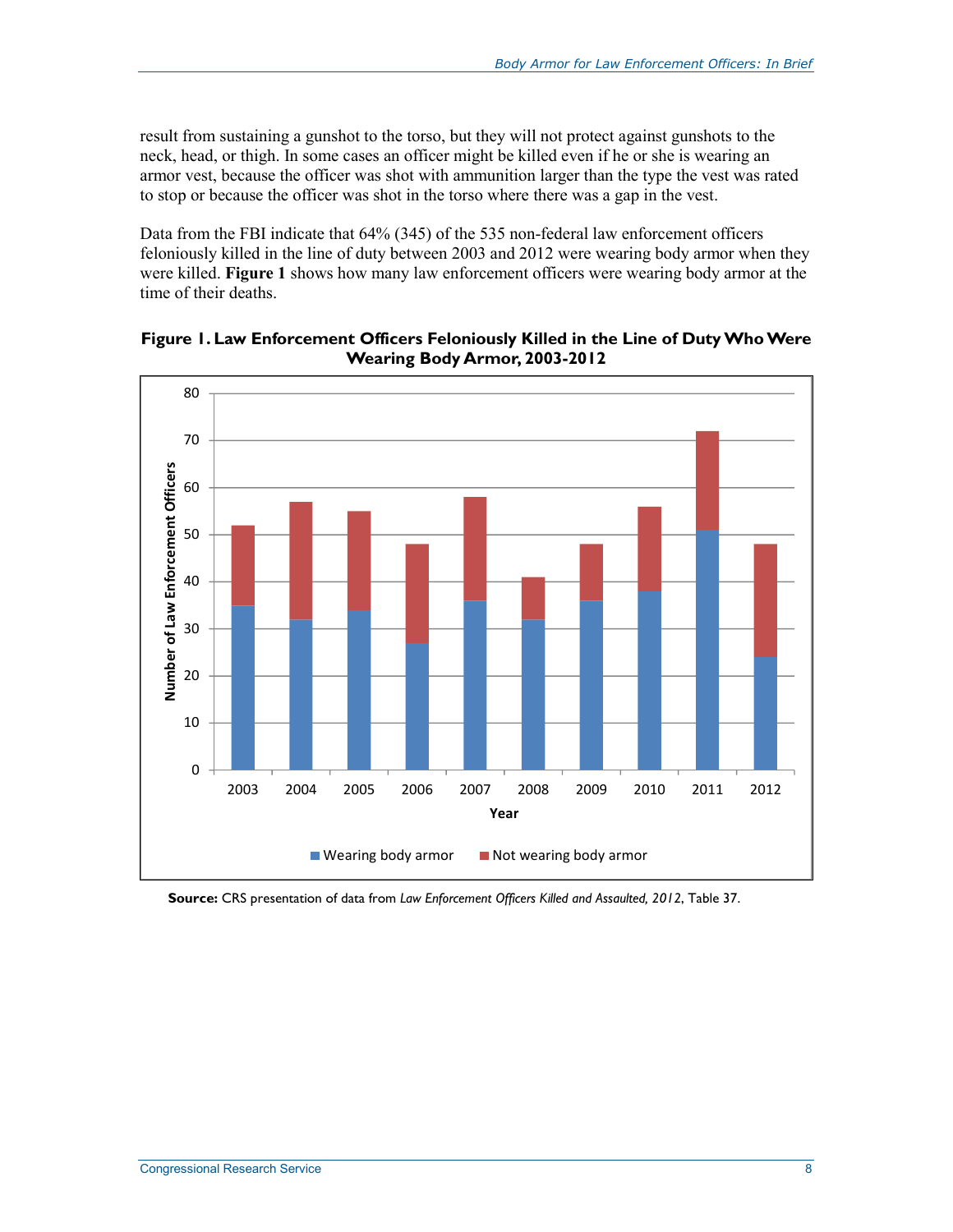result from sustaining a gunshot to the torso, but they will not protect against gunshots to the neck, head, or thigh. In some cases an officer might be killed even if he or she is wearing an armor vest, because the officer was shot with ammunition larger than the type the vest was rated to stop or because the officer was shot in the torso where there was a gap in the vest.

Data from the FBI indicate that 64% (345) of the 535 non-federal law enforcement officers feloniously killed in the line of duty between 2003 and 2012 were wearing body armor when they were killed. **Figure 1** shows how many law enforcement officers were wearing body armor at the time of their deaths.

**Figure 1. Law Enforcement Officers Feloniously Killed in the Line of Duty Who Were Wearing Body Armor, 2003-2012**

**Source:** CRS presentation of data from *Law Enforcement Officers Killed and Assaulted, 2012*, Table 37.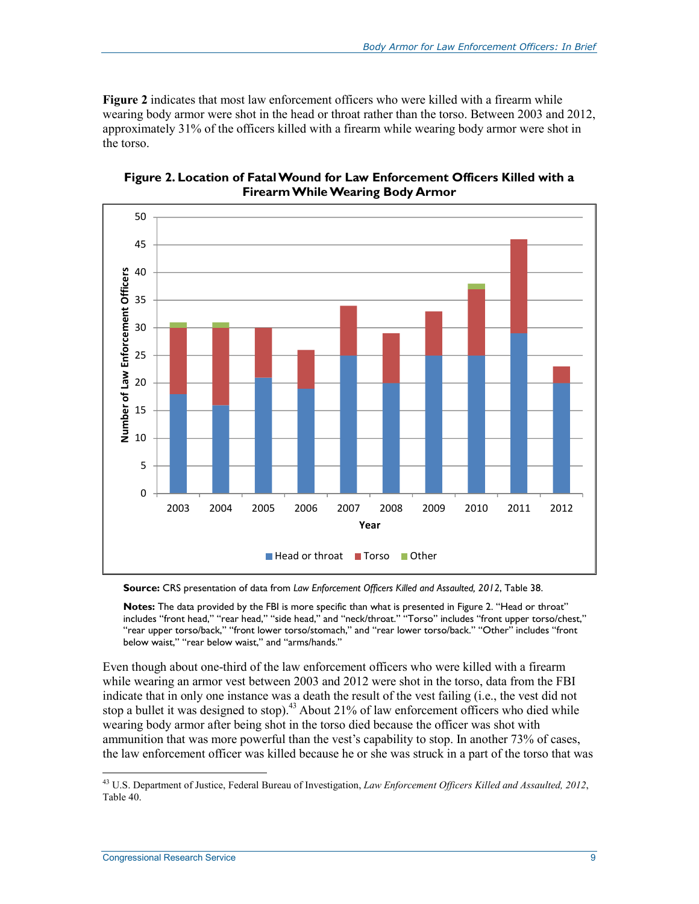**Figure 2** indicates that most law enforcement officers who were killed with a firearm while wearing body armor were shot in the head or throat rather than the torso. Between 2003 and 2012, approximately 31% of the officers killed with a firearm while wearing body armor were shot in the torso.

**Figure 2. Location of Fatal Wound for Law Enforcement Officers Killed with a Firearm While Wearing Body Armor**

**Source:** CRS presentation of data from *Law Enforcement Officers Killed and Assaulted, 2012*, Table 38.

**Notes:** The data provided by the FBI is more specific than what is presented in Figure 2. "Head or throat" includes "front head," "rear head," "side head," and "neck/throat." "Torso" includes "front upper torso/chest," "rear upper torso/back," "front lower torso/stomach," and "rear lower torso/back." "Other" includes "front below waist," "rear below waist," and "arms/hands."

Even though about one-third of the law enforcement officers who were killed with a firearm while wearing an armor vest between 2003 and 2012 were shot in the torso, data from the FBI indicate that in only one instance was a death the result of the vest failing (i.e., the vest did not stop a bullet it was designed to stop).[43] About 21% of law enforcement officers who died while wearing body armor after being shot in the torso died because the officer was shot with ammunition that was more powerful than the vest's capability to stop. In another 73% of cases, the law enforcement officer was killed because he or she was struck in a part of the torso that was

[43] U.S. Department of Justice, Federal Bureau of Investigation, *Law Enforcement Officers Killed and Assaulted, 2012*, Table 40.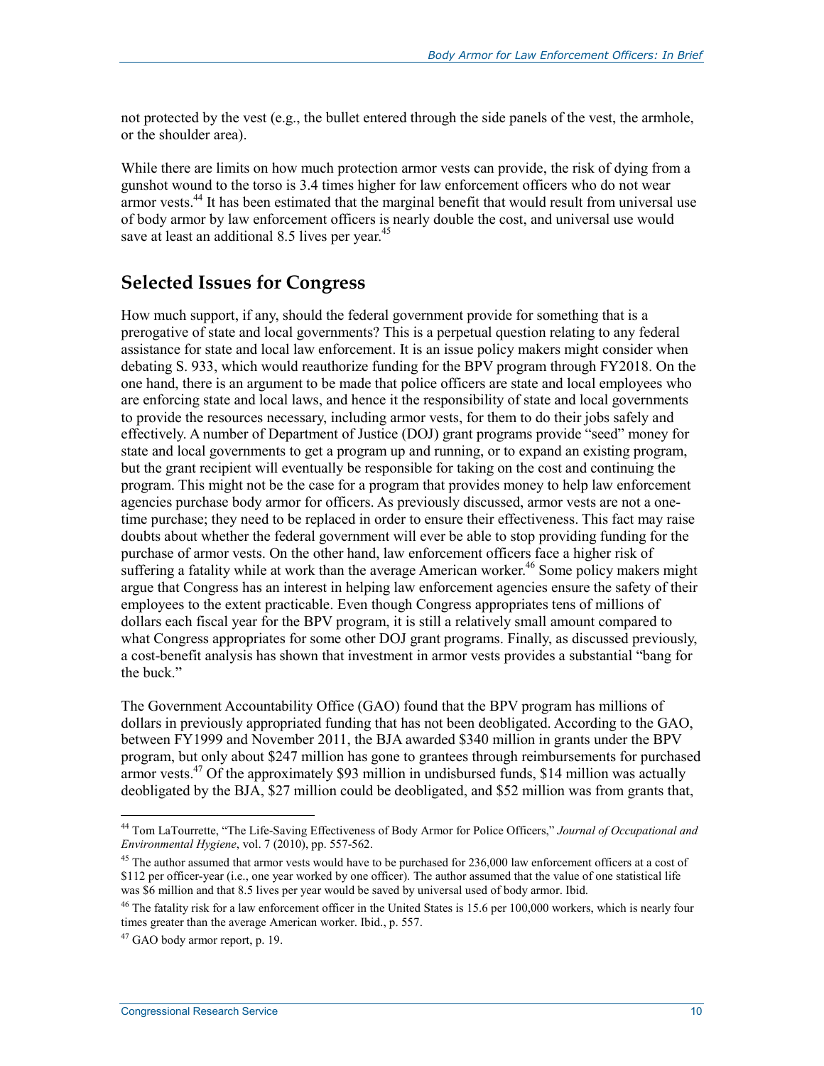not protected by the vest (e.g., the bullet entered through the side panels of the vest, the armhole, or the shoulder area).

While there are limits on how much protection armor vests can provide, the risk of dying from a gunshot wound to the torso is 3.4 times higher for law enforcement officers who do not wear armor vests.[44] It has been estimated that the marginal benefit that would result from universal use of body armor by law enforcement officers is nearly double the cost, and universal use would save at least an additional 8.5 lives per year.[45]

## Selected Issues for Congress

How much support, if any, should the federal government provide for something that is a prerogative of state and local governments? This is a perpetual question relating to any federal assistance for state and local law enforcement. It is an issue policy makers might consider when debating S. 933, which would reauthorize funding for the BPV program through FY2018. On the one hand, there is an argument to be made that police officers are state and local employees who are enforcing state and local laws, and hence it the responsibility of state and local governments to provide the resources necessary, including armor vests, for them to do their jobs safely and effectively. A number of Department of Justice (DOJ) grant programs provide "seed" money for state and local governments to get a program up and running, or to expand an existing program, but the grant recipient will eventually be responsible for taking on the cost and continuing the program. This might not be the case for a program that provides money to help law enforcement agencies purchase body armor for officers. As previously discussed, armor vests are not a one-time purchase; they need to be replaced in order to ensure their effectiveness. This fact may raise doubts about whether the federal government will ever be able to stop providing funding for the purchase of armor vests. On the other hand, law enforcement officers face a higher risk of suffering a fatality while at work than the average American worker.[46] Some policy makers might argue that Congress has an interest in helping law enforcement agencies ensure the safety of their employees to the extent practicable. Even though Congress appropriates tens of millions of dollars each fiscal year for the BPV program, it is still a relatively small amount compared to what Congress appropriates for some other DOJ grant programs. Finally, as discussed previously, a cost-benefit analysis has shown that investment in armor vests provides a substantial "bang for the buck."

The Government Accountability Office (GAO) found that the BPV program has millions of dollars in previously appropriated funding that has not been deobligated. According to the GAO, between FY1999 and November 2011, the BJA awarded $340 million in grants under the BPV program, but only about $247 million has gone to grantees through reimbursements for purchased armor vests.[47] Of the approximately $93 million in undisbursed funds, $14 million was actually deobligated by the BJA, $27 million could be deobligated, and $52 million was from grants that,

---

[44] Tom LaTourrette, "The Life-Saving Effectiveness of Body Armor for Police Officers," *Journal of Occupational and Environmental Hygiene*, vol. 7 (2010), pp. 557-562.

[45] The author assumed that armor vests would have to be purchased for 236,000 law enforcement officers at a cost of $112 per officer-year (i.e., one year worked by one officer). The author assumed that the value of one statistical life was $6 million and that 8.5 lives per year would be saved by universal used of body armor. Ibid.

[46] The fatality risk for a law enforcement officer in the United States is 15.6 per 100,000 workers, which is nearly four times greater than the average American worker. Ibid., p. 557.

[47] GAO body armor report, p. 19.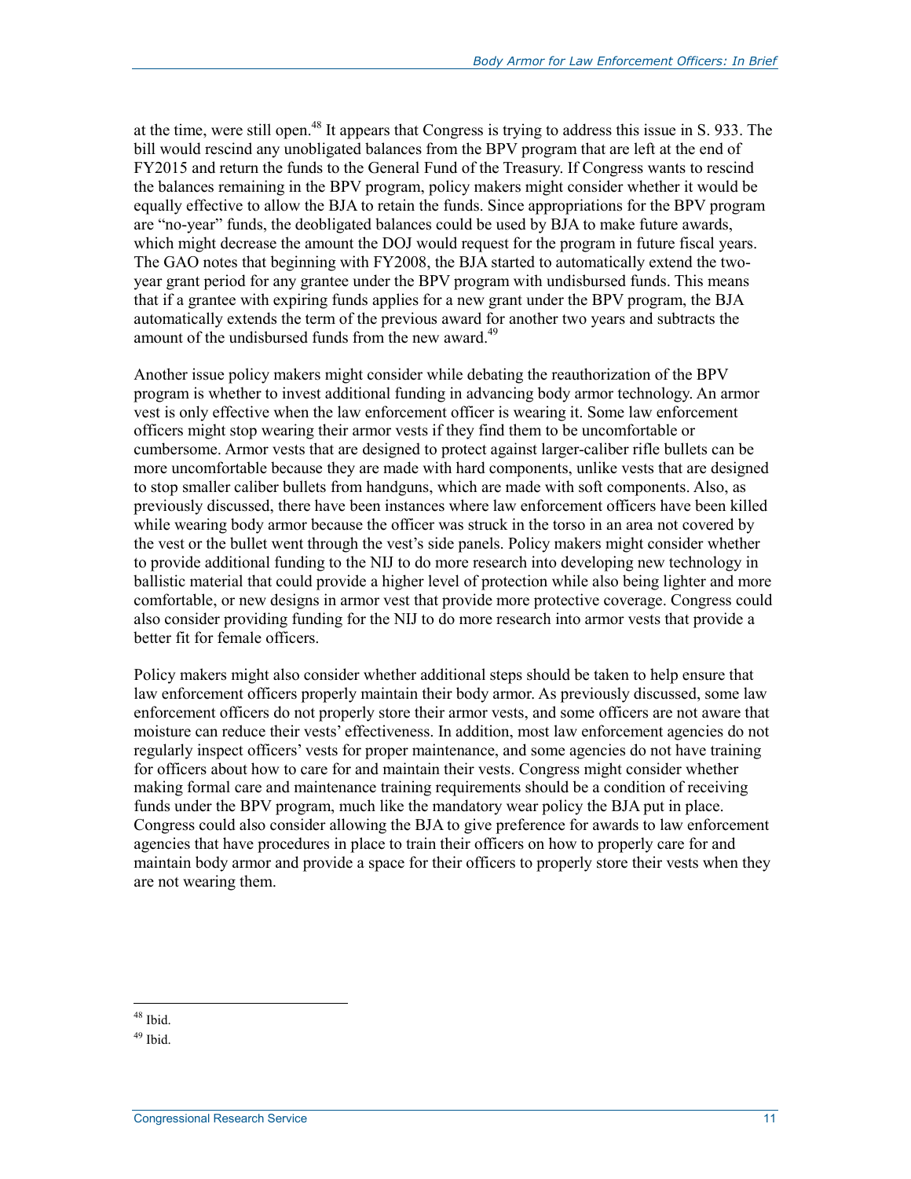at the time, were still open.[48] It appears that Congress is trying to address this issue in S. 933. The bill would rescind any unobligated balances from the BPV program that are left at the end of FY2015 and return the funds to the General Fund of the Treasury. If Congress wants to rescind the balances remaining in the BPV program, policy makers might consider whether it would be equally effective to allow the BJA to retain the funds. Since appropriations for the BPV program are "no-year" funds, the deobligated balances could be used by BJA to make future awards, which might decrease the amount the DOJ would request for the program in future fiscal years. The GAO notes that beginning with FY2008, the BJA started to automatically extend the two-year grant period for any grantee under the BPV program with undisbursed funds. This means that if a grantee with expiring funds applies for a new grant under the BPV program, the BJA automatically extends the term of the previous award for another two years and subtracts the amount of the undisbursed funds from the new award.[49]

Another issue policy makers might consider while debating the reauthorization of the BPV program is whether to invest additional funding in advancing body armor technology. An armor vest is only effective when the law enforcement officer is wearing it. Some law enforcement officers might stop wearing their armor vests if they find them to be uncomfortable or cumbersome. Armor vests that are designed to protect against larger-caliber rifle bullets can be more uncomfortable because they are made with hard components, unlike vests that are designed to stop smaller caliber bullets from handguns, which are made with soft components. Also, as previously discussed, there have been instances where law enforcement officers have been killed while wearing body armor because the officer was struck in the torso in an area not covered by the vest or the bullet went through the vest's side panels. Policy makers might consider whether to provide additional funding to the NIJ to do more research into developing new technology in ballistic material that could provide a higher level of protection while also being lighter and more comfortable, or new designs in armor vest that provide more protective coverage. Congress could also consider providing funding for the NIJ to do more research into armor vests that provide a better fit for female officers.

Policy makers might also consider whether additional steps should be taken to help ensure that law enforcement officers properly maintain their body armor. As previously discussed, some law enforcement officers do not properly store their armor vests, and some officers are not aware that moisture can reduce their vests' effectiveness. In addition, most law enforcement agencies do not regularly inspect officers' vests for proper maintenance, and some agencies do not have training for officers about how to care for and maintain their vests. Congress might consider whether making formal care and maintenance training requirements should be a condition of receiving funds under the BPV program, much like the mandatory wear policy the BJA put in place. Congress could also consider allowing the BJA to give preference for awards to law enforcement agencies that have procedures in place to train their officers on how to properly care for and maintain body armor and provide a space for their officers to properly store their vests when they are not wearing them.

---

[48] Ibid.

[49] Ibid.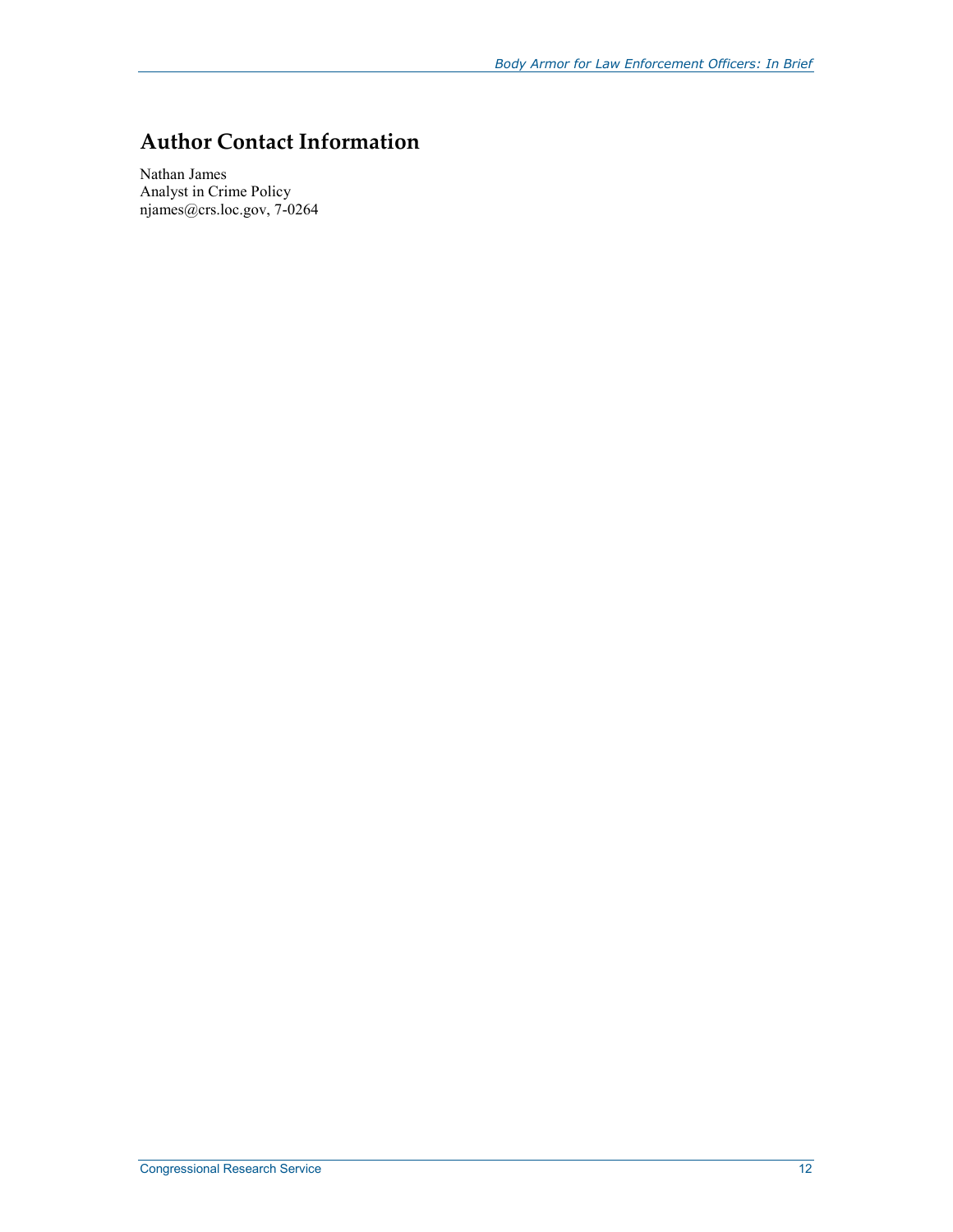## Author Contact Information

Nathan James
Analyst in Crime Policy
njames@crs.loc.gov, 7-0264